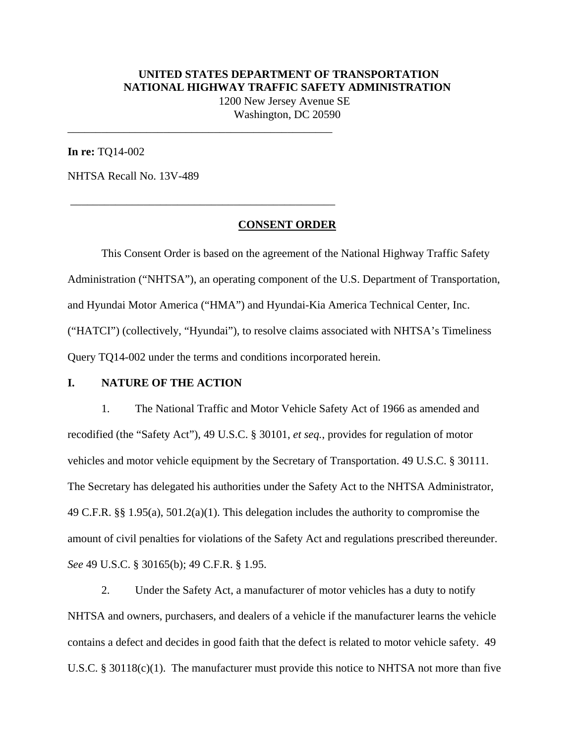**UNITED STATES DEPARTMENT OF TRANSPORTATION**
**NATIONAL HIGHWAY TRAFFIC SAFETY ADMINISTRATION**
1200 New Jersey Avenue SE
Washington, DC 20590

---

**In re:** TQ14-002

NHTSA Recall No. 13V-489

---

**CONSENT ORDER**

This Consent Order is based on the agreement of the National Highway Traffic Safety Administration ("NHTSA"), an operating component of the U.S. Department of Transportation, and Hyundai Motor America ("HMA") and Hyundai-Kia America Technical Center, Inc. ("HATCI") (collectively, "Hyundai"), to resolve claims associated with NHTSA's Timeliness Query TQ14-002 under the terms and conditions incorporated herein.

## I. NATURE OF THE ACTION

1. The National Traffic and Motor Vehicle Safety Act of 1966 as amended and recodified (the "Safety Act"), 49 U.S.C. § 30101, *et seq.*, provides for regulation of motor vehicles and motor vehicle equipment by the Secretary of Transportation. 49 U.S.C. § 30111. The Secretary has delegated his authorities under the Safety Act to the NHTSA Administrator, 49 C.F.R. §§ 1.95(a), 501.2(a)(1). This delegation includes the authority to compromise the amount of civil penalties for violations of the Safety Act and regulations prescribed thereunder. *See* 49 U.S.C. § 30165(b); 49 C.F.R. § 1.95.

2. Under the Safety Act, a manufacturer of motor vehicles has a duty to notify NHTSA and owners, purchasers, and dealers of a vehicle if the manufacturer learns the vehicle contains a defect and decides in good faith that the defect is related to motor vehicle safety. 49 U.S.C. § 30118(c)(1). The manufacturer must provide this notice to NHTSA not more than five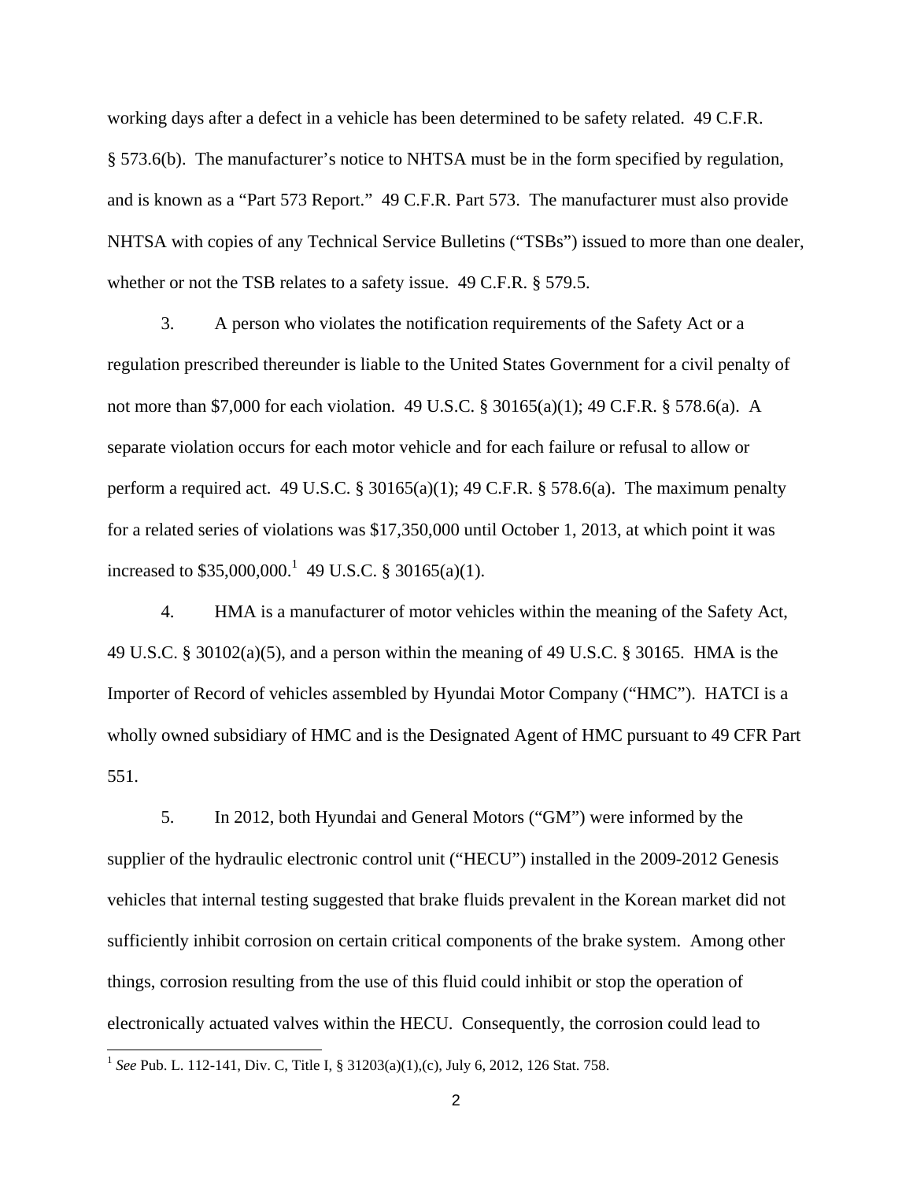working days after a defect in a vehicle has been determined to be safety related. 49 C.F.R. § 573.6(b). The manufacturer's notice to NHTSA must be in the form specified by regulation, and is known as a "Part 573 Report." 49 C.F.R. Part 573. The manufacturer must also provide NHTSA with copies of any Technical Service Bulletins ("TSBs") issued to more than one dealer, whether or not the TSB relates to a safety issue. 49 C.F.R. § 579.5.

3. A person who violates the notification requirements of the Safety Act or a regulation prescribed thereunder is liable to the United States Government for a civil penalty of not more than $7,000 for each violation. 49 U.S.C. § 30165(a)(1); 49 C.F.R. § 578.6(a). A separate violation occurs for each motor vehicle and for each failure or refusal to allow or perform a required act. 49 U.S.C. § 30165(a)(1); 49 C.F.R. § 578.6(a). The maximum penalty for a related series of violations was $17,350,000 until October 1, 2013, at which point it was increased to $35,000,000.[1] 49 U.S.C. § 30165(a)(1).

4. HMA is a manufacturer of motor vehicles within the meaning of the Safety Act, 49 U.S.C. § 30102(a)(5), and a person within the meaning of 49 U.S.C. § 30165. HMA is the Importer of Record of vehicles assembled by Hyundai Motor Company ("HMC"). HATCI is a wholly owned subsidiary of HMC and is the Designated Agent of HMC pursuant to 49 CFR Part 551.

5. In 2012, both Hyundai and General Motors ("GM") were informed by the supplier of the hydraulic electronic control unit ("HECU") installed in the 2009-2012 Genesis vehicles that internal testing suggested that brake fluids prevalent in the Korean market did not sufficiently inhibit corrosion on certain critical components of the brake system. Among other things, corrosion resulting from the use of this fluid could inhibit or stop the operation of electronically actuated valves within the HECU. Consequently, the corrosion could lead to

[1] *See* Pub. L. 112-141, Div. C, Title I, § 31203(a)(1),(c), July 6, 2012, 126 Stat. 758.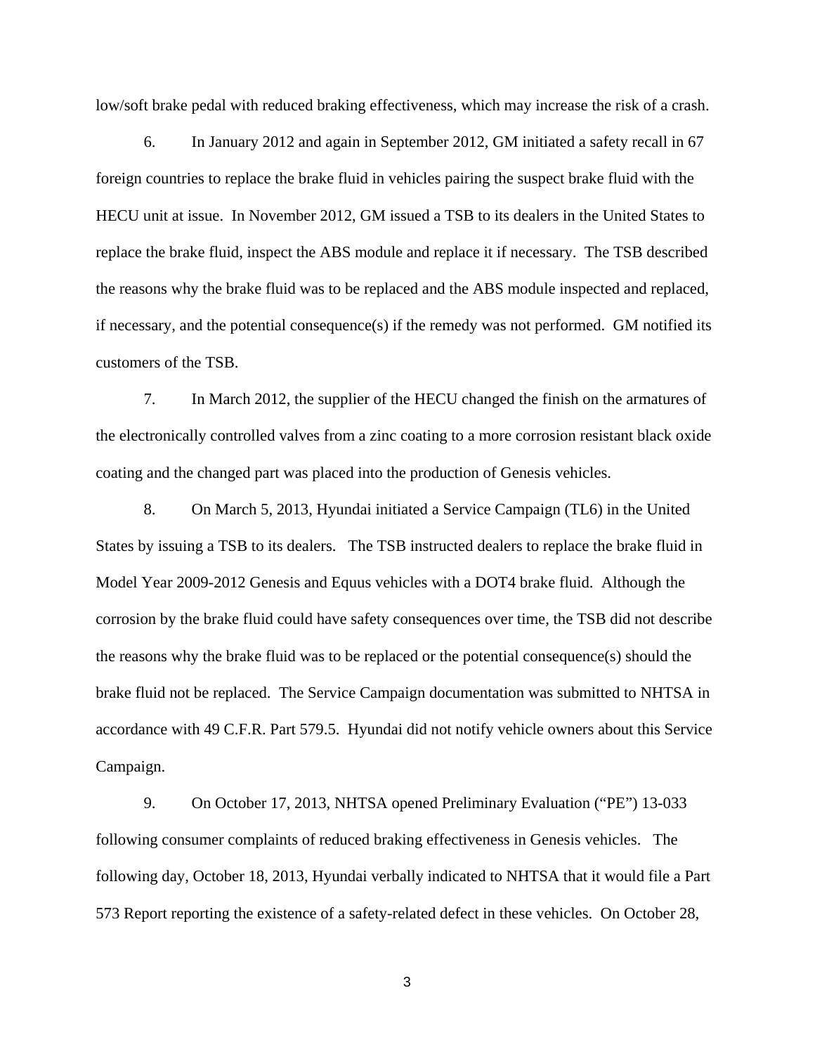low/soft brake pedal with reduced braking effectiveness, which may increase the risk of a crash.

6. In January 2012 and again in September 2012, GM initiated a safety recall in 67 foreign countries to replace the brake fluid in vehicles pairing the suspect brake fluid with the HECU unit at issue. In November 2012, GM issued a TSB to its dealers in the United States to replace the brake fluid, inspect the ABS module and replace it if necessary. The TSB described the reasons why the brake fluid was to be replaced and the ABS module inspected and replaced, if necessary, and the potential consequence(s) if the remedy was not performed. GM notified its customers of the TSB.

7. In March 2012, the supplier of the HECU changed the finish on the armatures of the electronically controlled valves from a zinc coating to a more corrosion resistant black oxide coating and the changed part was placed into the production of Genesis vehicles.

8. On March 5, 2013, Hyundai initiated a Service Campaign (TL6) in the United States by issuing a TSB to its dealers. The TSB instructed dealers to replace the brake fluid in Model Year 2009-2012 Genesis and Equus vehicles with a DOT4 brake fluid. Although the corrosion by the brake fluid could have safety consequences over time, the TSB did not describe the reasons why the brake fluid was to be replaced or the potential consequence(s) should the brake fluid not be replaced. The Service Campaign documentation was submitted to NHTSA in accordance with 49 C.F.R. Part 579.5. Hyundai did not notify vehicle owners about this Service Campaign.

9. On October 17, 2013, NHTSA opened Preliminary Evaluation ("PE") 13-033 following consumer complaints of reduced braking effectiveness in Genesis vehicles. The following day, October 18, 2013, Hyundai verbally indicated to NHTSA that it would file a Part 573 Report reporting the existence of a safety-related defect in these vehicles. On October 28,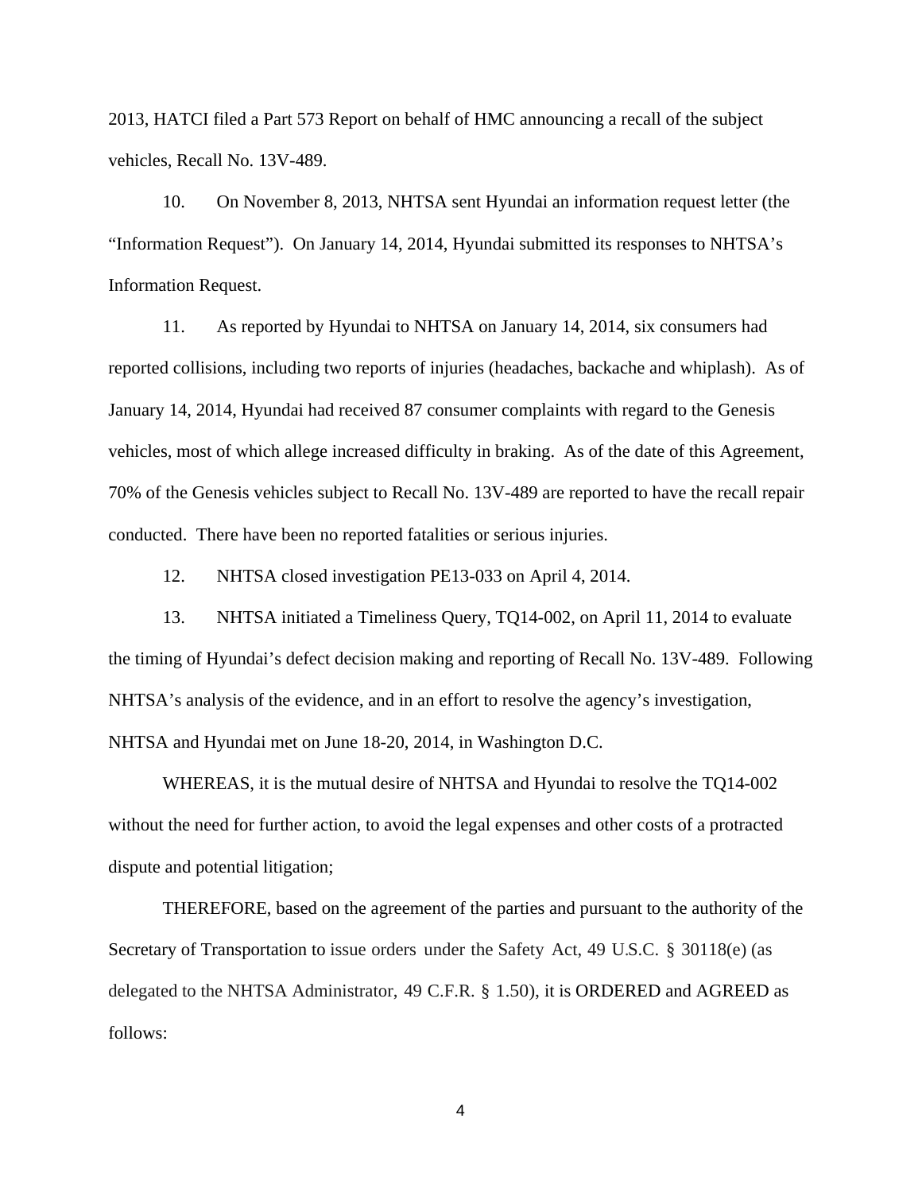2013, HATCI filed a Part 573 Report on behalf of HMC announcing a recall of the subject vehicles, Recall No. 13V-489.

10. On November 8, 2013, NHTSA sent Hyundai an information request letter (the “Information Request”). On January 14, 2014, Hyundai submitted its responses to NHTSA’s Information Request.

11. As reported by Hyundai to NHTSA on January 14, 2014, six consumers had reported collisions, including two reports of injuries (headaches, backache and whiplash). As of January 14, 2014, Hyundai had received 87 consumer complaints with regard to the Genesis vehicles, most of which allege increased difficulty in braking. As of the date of this Agreement, 70% of the Genesis vehicles subject to Recall No. 13V-489 are reported to have the recall repair conducted. There have been no reported fatalities or serious injuries.

12. NHTSA closed investigation PE13-033 on April 4, 2014.

13. NHTSA initiated a Timeliness Query, TQ14-002, on April 11, 2014 to evaluate the timing of Hyundai’s defect decision making and reporting of Recall No. 13V-489. Following NHTSA’s analysis of the evidence, and in an effort to resolve the agency’s investigation, NHTSA and Hyundai met on June 18-20, 2014, in Washington D.C.

WHEREAS, it is the mutual desire of NHTSA and Hyundai to resolve the TQ14-002 without the need for further action, to avoid the legal expenses and other costs of a protracted dispute and potential litigation;

THEREFORE, based on the agreement of the parties and pursuant to the authority of the Secretary of Transportation to issue orders under the Safety Act, 49 U.S.C. § 30118(e) (as delegated to the NHTSA Administrator, 49 C.F.R. § 1.50), it is ORDERED and AGREED as follows: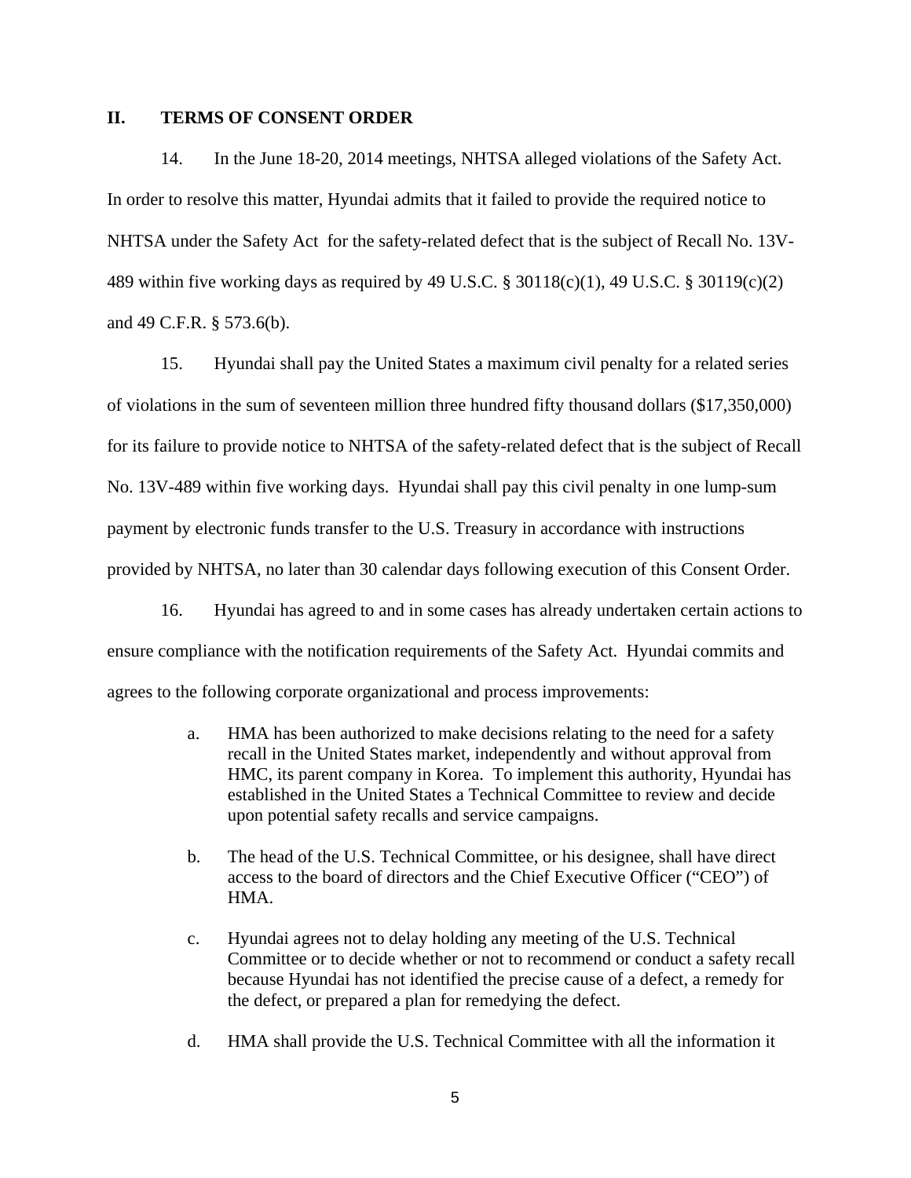## II. TERMS OF CONSENT ORDER

14. In the June 18-20, 2014 meetings, NHTSA alleged violations of the Safety Act. In order to resolve this matter, Hyundai admits that it failed to provide the required notice to NHTSA under the Safety Act for the safety-related defect that is the subject of Recall No. 13V-489 within five working days as required by 49 U.S.C. § 30118(c)(1), 49 U.S.C. § 30119(c)(2) and 49 C.F.R. § 573.6(b).

15. Hyundai shall pay the United States a maximum civil penalty for a related series of violations in the sum of seventeen million three hundred fifty thousand dollars ($17,350,000) for its failure to provide notice to NHTSA of the safety-related defect that is the subject of Recall No. 13V-489 within five working days. Hyundai shall pay this civil penalty in one lump-sum payment by electronic funds transfer to the U.S. Treasury in accordance with instructions provided by NHTSA, no later than 30 calendar days following execution of this Consent Order.

16. Hyundai has agreed to and in some cases has already undertaken certain actions to ensure compliance with the notification requirements of the Safety Act. Hyundai commits and agrees to the following corporate organizational and process improvements:

a. HMA has been authorized to make decisions relating to the need for a safety recall in the United States market, independently and without approval from HMC, its parent company in Korea. To implement this authority, Hyundai has established in the United States a Technical Committee to review and decide upon potential safety recalls and service campaigns.

b. The head of the U.S. Technical Committee, or his designee, shall have direct access to the board of directors and the Chief Executive Officer ("CEO") of HMA.

c. Hyundai agrees not to delay holding any meeting of the U.S. Technical Committee or to decide whether or not to recommend or conduct a safety recall because Hyundai has not identified the precise cause of a defect, a remedy for the defect, or prepared a plan for remedying the defect.

d. HMA shall provide the U.S. Technical Committee with all the information it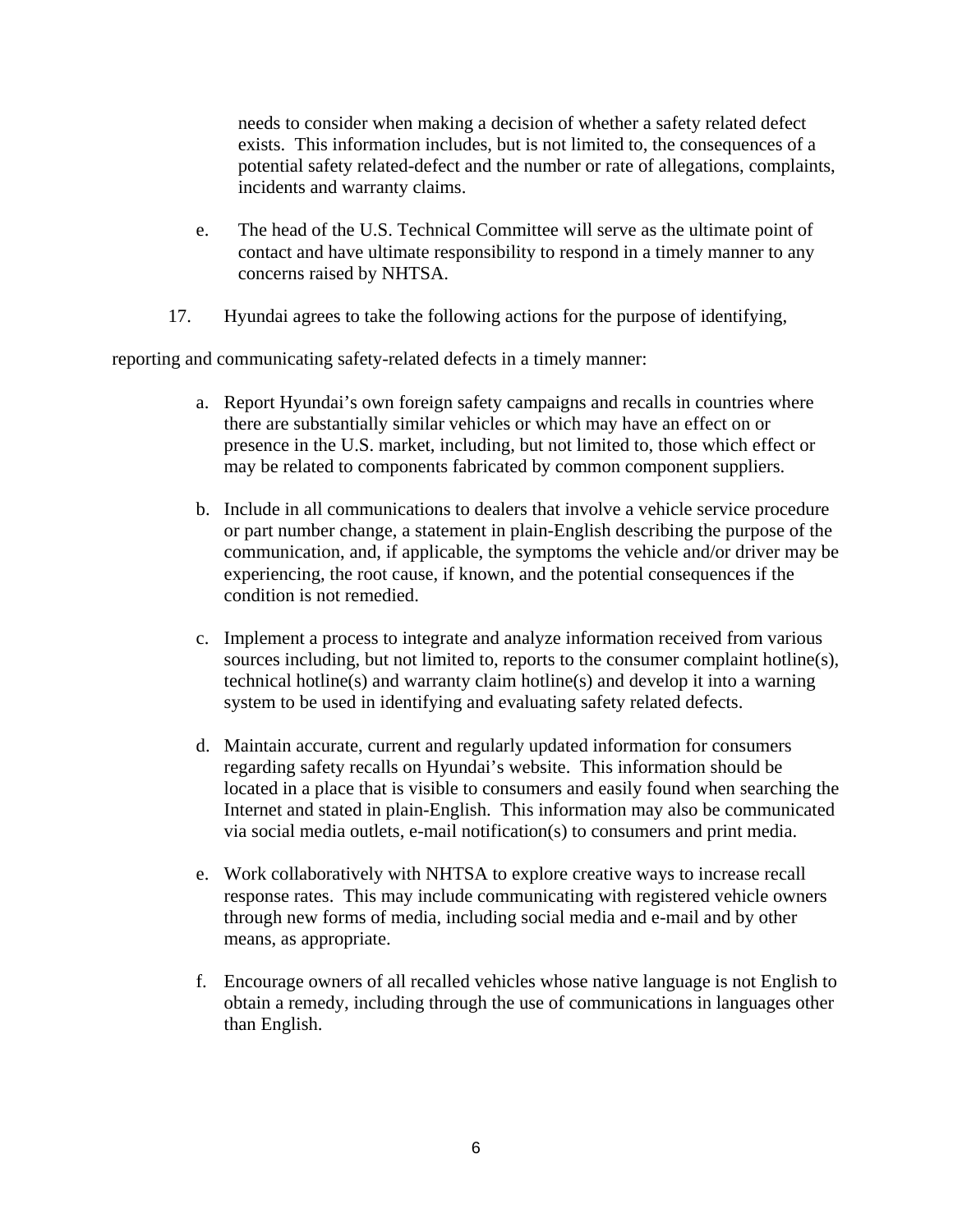needs to consider when making a decision of whether a safety related defect exists. This information includes, but is not limited to, the consequences of a potential safety related-defect and the number or rate of allegations, complaints, incidents and warranty claims.

e. The head of the U.S. Technical Committee will serve as the ultimate point of contact and have ultimate responsibility to respond in a timely manner to any concerns raised by NHTSA.

17. Hyundai agrees to take the following actions for the purpose of identifying, reporting and communicating safety-related defects in a timely manner:

a. Report Hyundai's own foreign safety campaigns and recalls in countries where there are substantially similar vehicles or which may have an effect on or presence in the U.S. market, including, but not limited to, those which effect or may be related to components fabricated by common component suppliers.

b. Include in all communications to dealers that involve a vehicle service procedure or part number change, a statement in plain-English describing the purpose of the communication, and, if applicable, the symptoms the vehicle and/or driver may be experiencing, the root cause, if known, and the potential consequences if the condition is not remedied.

c. Implement a process to integrate and analyze information received from various sources including, but not limited to, reports to the consumer complaint hotline(s), technical hotline(s) and warranty claim hotline(s) and develop it into a warning system to be used in identifying and evaluating safety related defects.

d. Maintain accurate, current and regularly updated information for consumers regarding safety recalls on Hyundai's website. This information should be located in a place that is visible to consumers and easily found when searching the Internet and stated in plain-English. This information may also be communicated via social media outlets, e-mail notification(s) to consumers and print media.

e. Work collaboratively with NHTSA to explore creative ways to increase recall response rates. This may include communicating with registered vehicle owners through new forms of media, including social media and e-mail and by other means, as appropriate.

f. Encourage owners of all recalled vehicles whose native language is not English to obtain a remedy, including through the use of communications in languages other than English.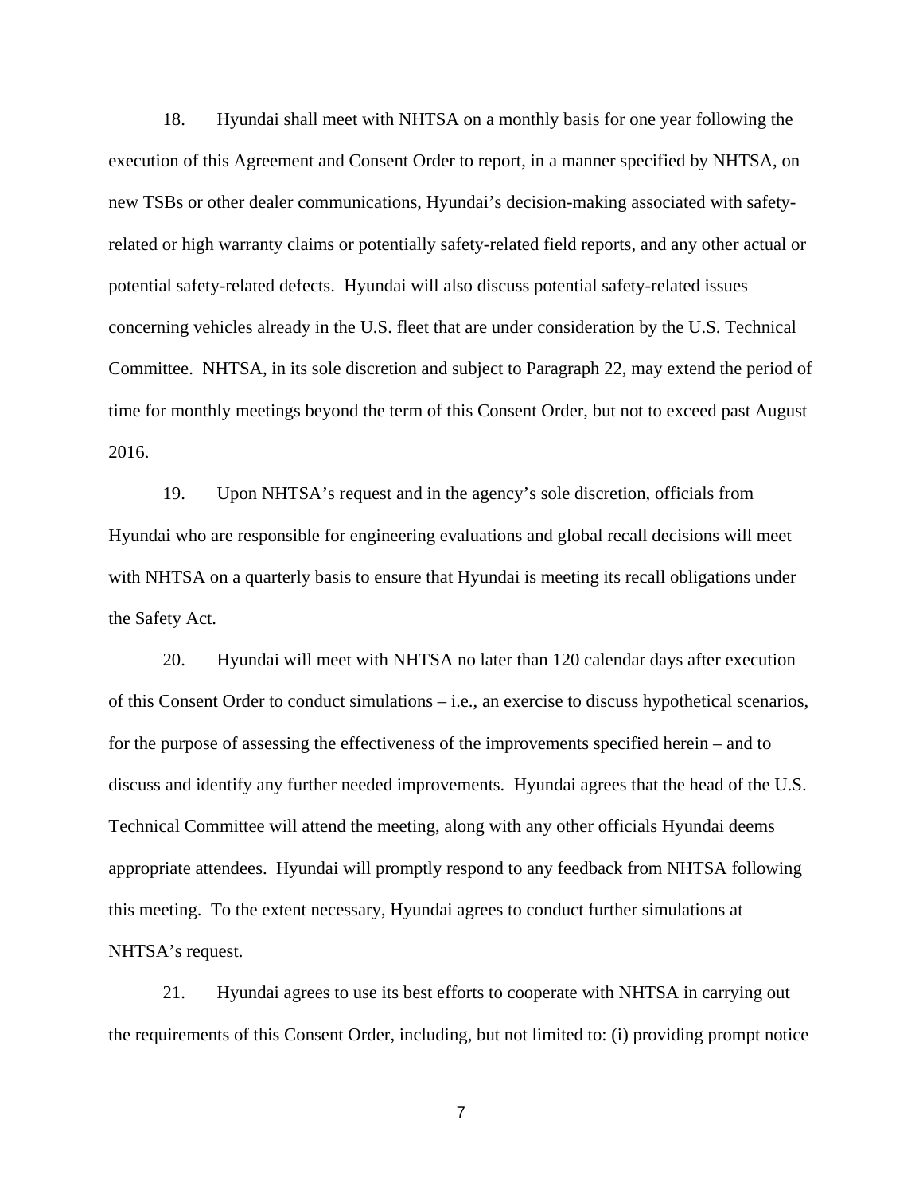18. Hyundai shall meet with NHTSA on a monthly basis for one year following the execution of this Agreement and Consent Order to report, in a manner specified by NHTSA, on new TSBs or other dealer communications, Hyundai's decision-making associated with safety-related or high warranty claims or potentially safety-related field reports, and any other actual or potential safety-related defects. Hyundai will also discuss potential safety-related issues concerning vehicles already in the U.S. fleet that are under consideration by the U.S. Technical Committee. NHTSA, in its sole discretion and subject to Paragraph 22, may extend the period of time for monthly meetings beyond the term of this Consent Order, but not to exceed past August 2016.

19. Upon NHTSA's request and in the agency's sole discretion, officials from Hyundai who are responsible for engineering evaluations and global recall decisions will meet with NHTSA on a quarterly basis to ensure that Hyundai is meeting its recall obligations under the Safety Act.

20. Hyundai will meet with NHTSA no later than 120 calendar days after execution of this Consent Order to conduct simulations – i.e., an exercise to discuss hypothetical scenarios, for the purpose of assessing the effectiveness of the improvements specified herein – and to discuss and identify any further needed improvements. Hyundai agrees that the head of the U.S. Technical Committee will attend the meeting, along with any other officials Hyundai deems appropriate attendees. Hyundai will promptly respond to any feedback from NHTSA following this meeting. To the extent necessary, Hyundai agrees to conduct further simulations at NHTSA's request.

21. Hyundai agrees to use its best efforts to cooperate with NHTSA in carrying out the requirements of this Consent Order, including, but not limited to: (i) providing prompt notice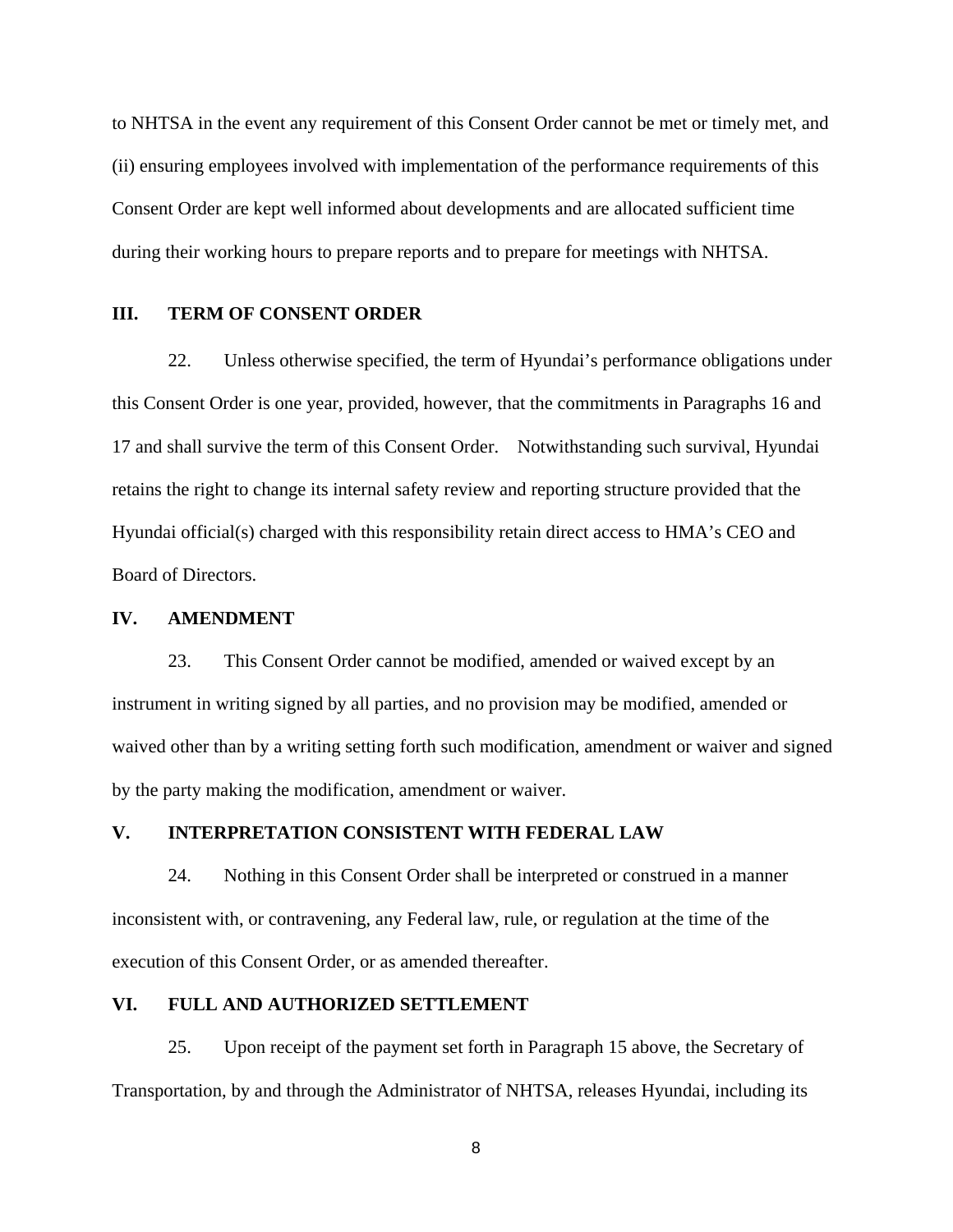to NHTSA in the event any requirement of this Consent Order cannot be met or timely met, and (ii) ensuring employees involved with implementation of the performance requirements of this Consent Order are kept well informed about developments and are allocated sufficient time during their working hours to prepare reports and to prepare for meetings with NHTSA.

## III. TERM OF CONSENT ORDER

22. Unless otherwise specified, the term of Hyundai's performance obligations under this Consent Order is one year, provided, however, that the commitments in Paragraphs 16 and 17 and shall survive the term of this Consent Order. Notwithstanding such survival, Hyundai retains the right to change its internal safety review and reporting structure provided that the Hyundai official(s) charged with this responsibility retain direct access to HMA's CEO and Board of Directors.

## IV. AMENDMENT

23. This Consent Order cannot be modified, amended or waived except by an instrument in writing signed by all parties, and no provision may be modified, amended or waived other than by a writing setting forth such modification, amendment or waiver and signed by the party making the modification, amendment or waiver.

## V. INTERPRETATION CONSISTENT WITH FEDERAL LAW

24. Nothing in this Consent Order shall be interpreted or construed in a manner inconsistent with, or contravening, any Federal law, rule, or regulation at the time of the execution of this Consent Order, or as amended thereafter.

## VI. FULL AND AUTHORIZED SETTLEMENT

25. Upon receipt of the payment set forth in Paragraph 15 above, the Secretary of Transportation, by and through the Administrator of NHTSA, releases Hyundai, including its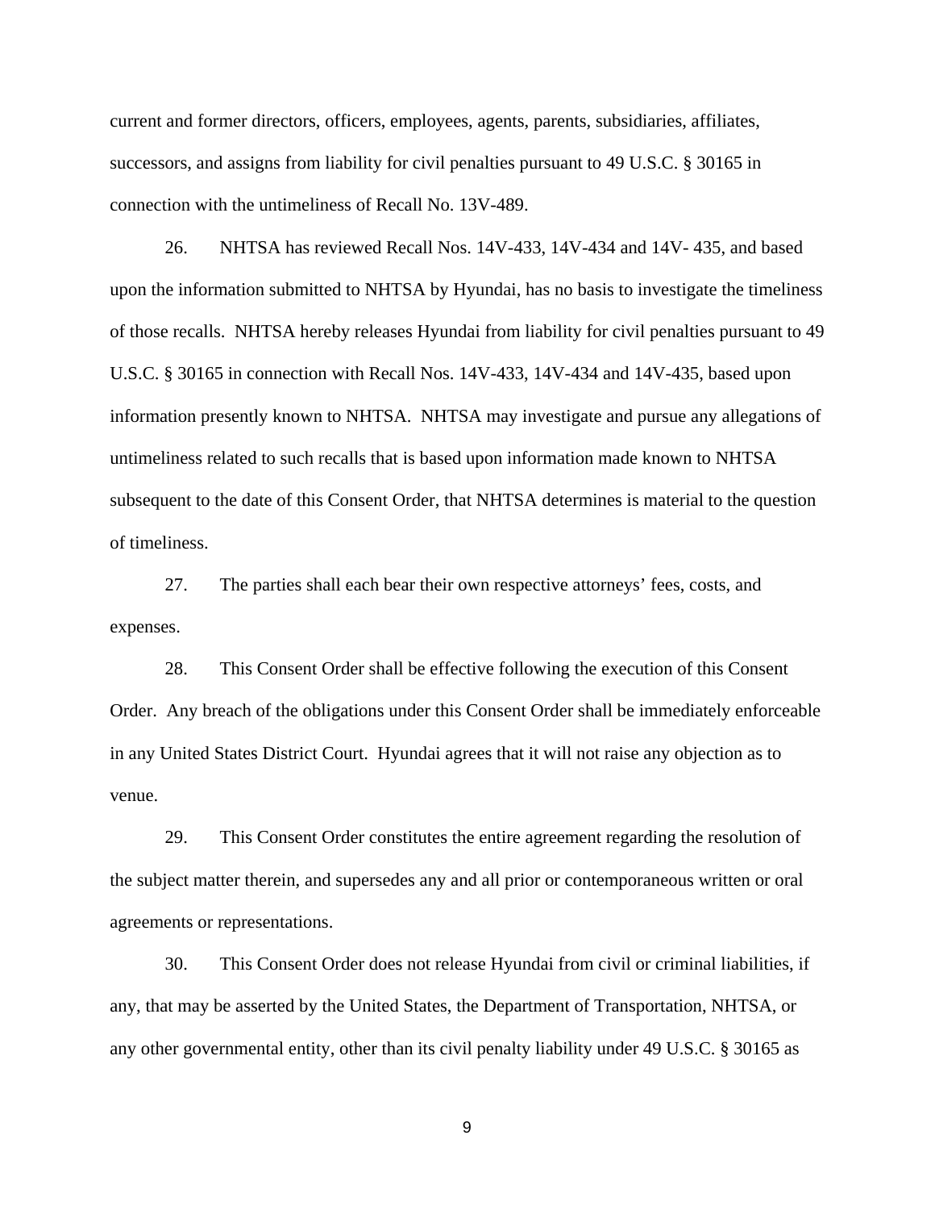current and former directors, officers, employees, agents, parents, subsidiaries, affiliates, successors, and assigns from liability for civil penalties pursuant to 49 U.S.C. § 30165 in connection with the untimeliness of Recall No. 13V-489.

26. NHTSA has reviewed Recall Nos. 14V-433, 14V-434 and 14V- 435, and based upon the information submitted to NHTSA by Hyundai, has no basis to investigate the timeliness of those recalls. NHTSA hereby releases Hyundai from liability for civil penalties pursuant to 49 U.S.C. § 30165 in connection with Recall Nos. 14V-433, 14V-434 and 14V-435, based upon information presently known to NHTSA. NHTSA may investigate and pursue any allegations of untimeliness related to such recalls that is based upon information made known to NHTSA subsequent to the date of this Consent Order, that NHTSA determines is material to the question of timeliness.

27. The parties shall each bear their own respective attorneys' fees, costs, and expenses.

28. This Consent Order shall be effective following the execution of this Consent Order. Any breach of the obligations under this Consent Order shall be immediately enforceable in any United States District Court. Hyundai agrees that it will not raise any objection as to venue.

29. This Consent Order constitutes the entire agreement regarding the resolution of the subject matter therein, and supersedes any and all prior or contemporaneous written or oral agreements or representations.

30. This Consent Order does not release Hyundai from civil or criminal liabilities, if any, that may be asserted by the United States, the Department of Transportation, NHTSA, or any other governmental entity, other than its civil penalty liability under 49 U.S.C. § 30165 as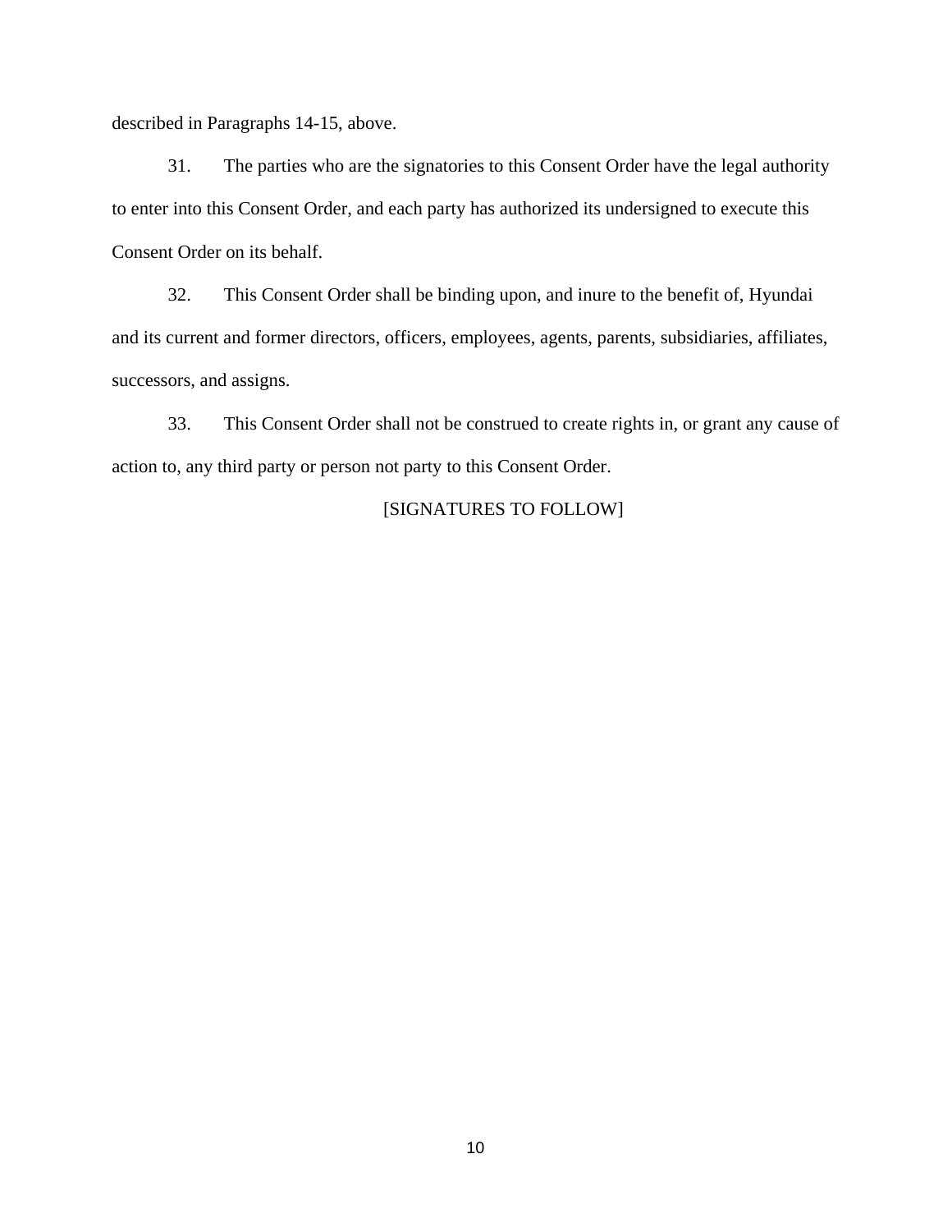described in Paragraphs 14-15, above.

31. The parties who are the signatories to this Consent Order have the legal authority to enter into this Consent Order, and each party has authorized its undersigned to execute this Consent Order on its behalf.

32. This Consent Order shall be binding upon, and inure to the benefit of, Hyundai and its current and former directors, officers, employees, agents, parents, subsidiaries, affiliates, successors, and assigns.

33. This Consent Order shall not be construed to create rights in, or grant any cause of action to, any third party or person not party to this Consent Order.

[SIGNATURES TO FOLLOW]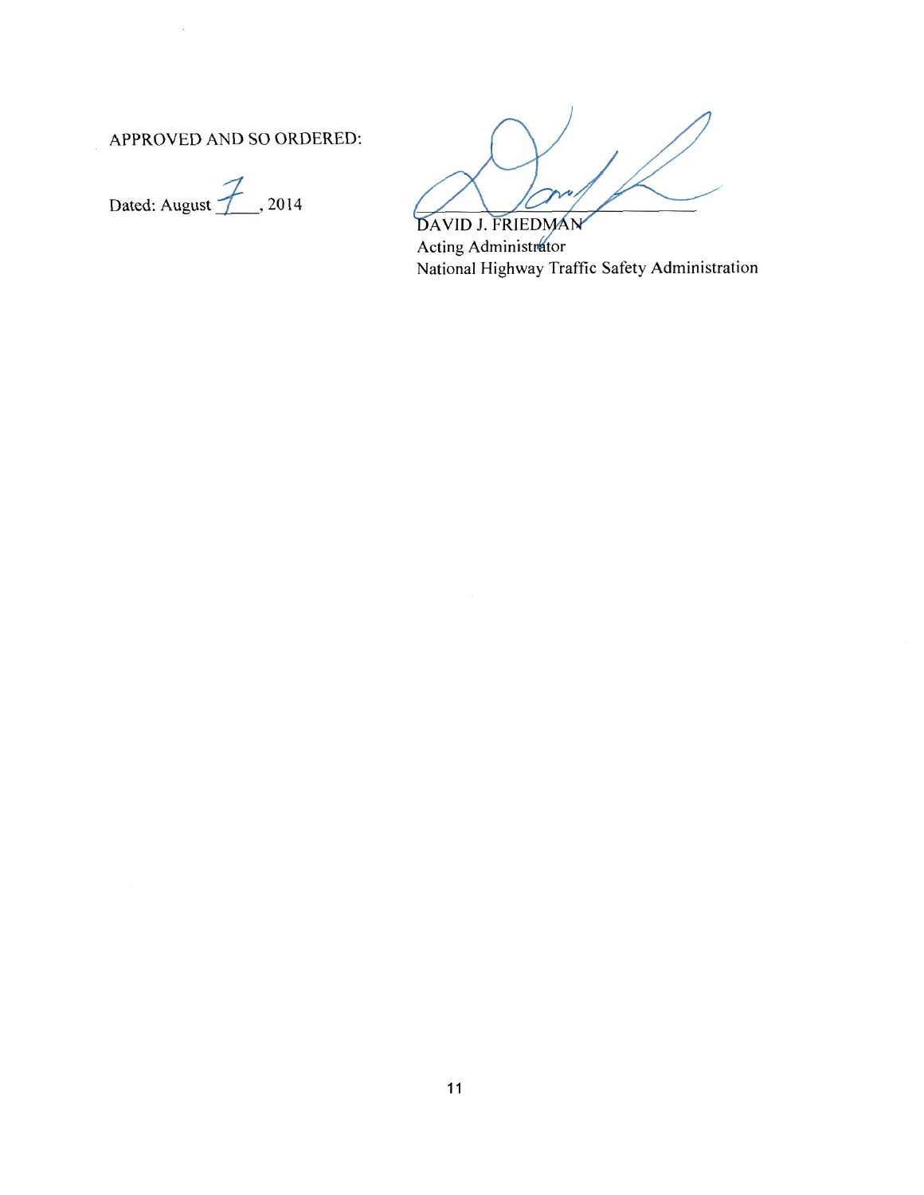APPROVED AND SO ORDERED:

Dated: August 7, 2014

DAVID J. FRIEDMAN
Acting Administrator
National Highway Traffic Safety Administration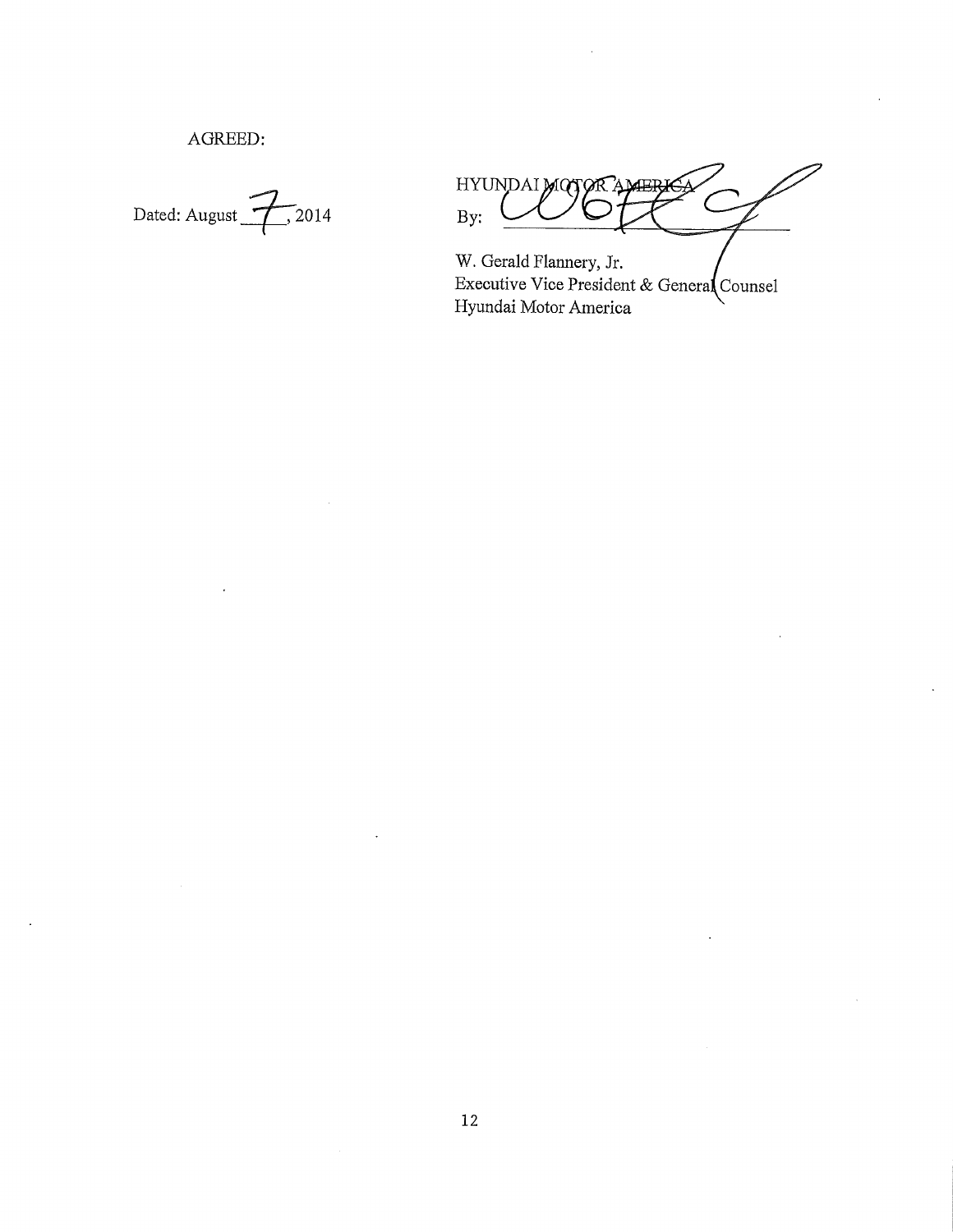AGREED:

Dated: August 7, 2014

HYUNDAI MOTOR AMERICA

By: ______________________

W. Gerald Flannery, Jr.
Executive Vice President & General Counsel
Hyundai Motor America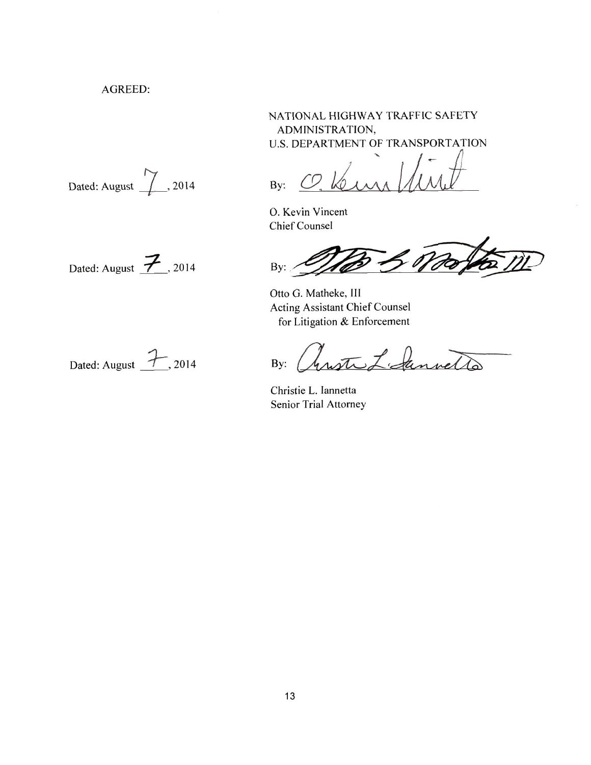AGREED:

NATIONAL HIGHWAY TRAFFIC SAFETY ADMINISTRATION,
U.S. DEPARTMENT OF TRANSPORTATION

Dated: August 7, 2014

By: ______________________

O. Kevin Vincent
Chief Counsel

Dated: August 7, 2014

By: ______________________

Otto G. Matheke, III
Acting Assistant Chief Counsel
for Litigation & Enforcement

Dated: August 7, 2014

By: ______________________

Christie L. Iannetta
Senior Trial Attorney